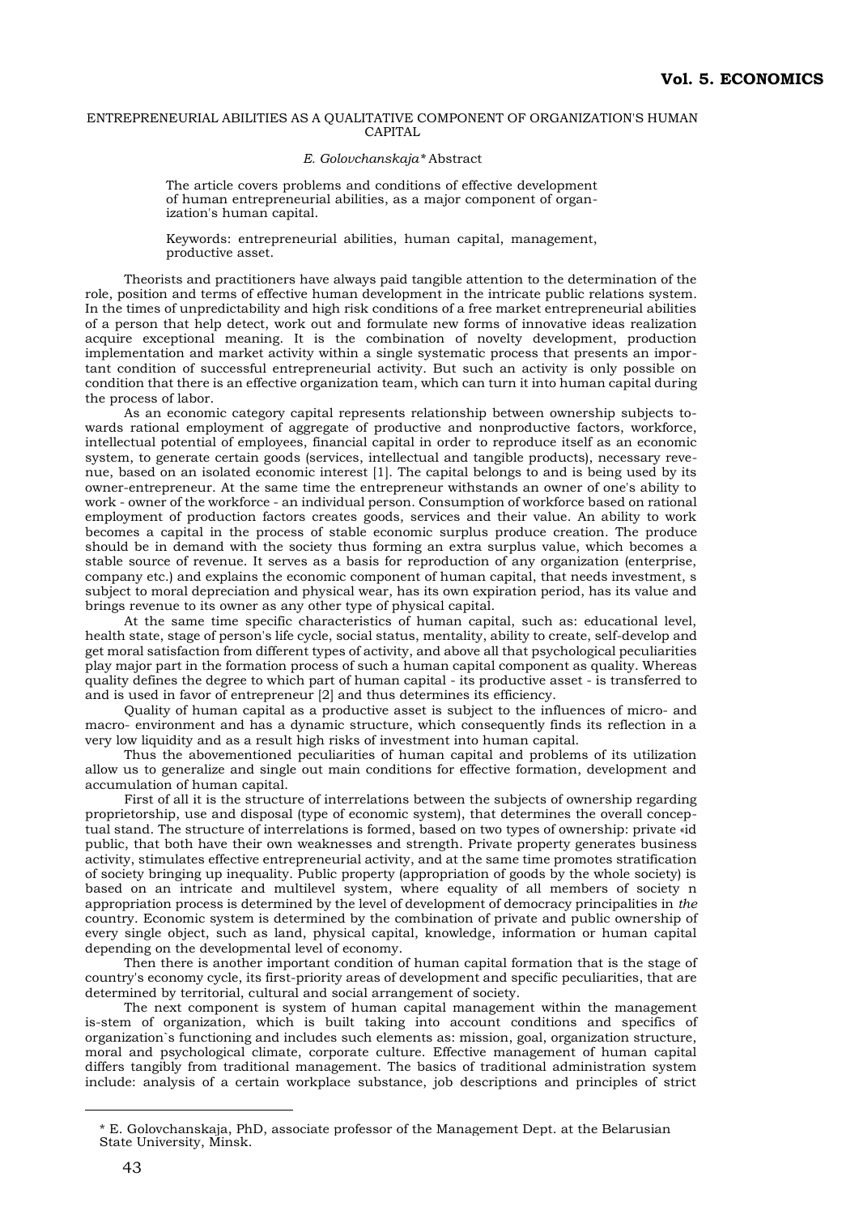# ENTREPRENEURIAL ABILITIES AS A QUALITATIVE COMPONENT OF ORGANIZATION'S HUMAN CAPITAL

*E. Golovchanskaja\** Abstract

The article covers problems and conditions of effective development of human entrepreneurial abilities, as a major component of organization's human capital.

Keywords: entrepreneurial abilities, human capital, management, productive asset.

Theorists and practitioners have always paid tangible attention to the determination of the role, position and terms of effective human development in the intricate public relations system. In the times of unpredictability and high risk conditions of a free market entrepreneurial abilities of a person that help detect, work out and formulate new forms of innovative ideas realization acquire exceptional meaning. It is the combination of novelty development, production implementation and market activity within a single systematic process that presents an important condition of successful entrepreneurial activity. But such an activity is only possible on condition that there is an effective organization team, which can turn it into human capital during the process of labor.

As an economic category capital represents relationship between ownership subjects towards rational employment of aggregate of productive and nonproductive factors, workforce, intellectual potential of employees, financial capital in order to reproduce itself as an economic system, to generate certain goods (services, intellectual and tangible products), necessary revenue, based on an isolated economic interest [1]. The capital belongs to and is being used by its owner-entrepreneur. At the same time the entrepreneur withstands an owner of one's ability to work - owner of the workforce - an individual person. Consumption of workforce based on rational employment of production factors creates goods, services and their value. An ability to work becomes a capital in the process of stable economic surplus produce creation. The produce should be in demand with the society thus forming an extra surplus value, which becomes a stable source of revenue. It serves as a basis for reproduction of any organization (enterprise, company etc.) and explains the economic component of human capital, that needs investment, s subject to moral depreciation and physical wear, has its own expiration period, has its value and brings revenue to its owner as any other type of physical capital.

At the same time specific characteristics of human capital, such as: educational level, health state, stage of person's life cycle, social status, mentality, ability to create, self-develop and get moral satisfaction from different types of activity, and above all that psychological peculiarities play major part in the formation process of such a human capital component as quality. Whereas quality defines the degree to which part of human capital - its productive asset - is transferred to and is used in favor of entrepreneur [2] and thus determines its efficiency.

Quality of human capital as a productive asset is subject to the influences of micro- and macro- environment and has a dynamic structure, which consequently finds its reflection in a very low liquidity and as a result high risks of investment into human capital.

Thus the abovementioned peculiarities of human capital and problems of its utilization allow us to generalize and single out main conditions for effective formation, development and accumulation of human capital.

First of all it is the structure of interrelations between the subjects of ownership regarding proprietorship, use and disposal (type of economic system), that determines the overall conceptual stand. The structure of interrelations is formed, based on two types of ownership: private «id public, that both have their own weaknesses and strength. Private property generates business activity, stimulates effective entrepreneurial activity, and at the same time promotes stratification of society bringing up inequality. Public property (appropriation of goods by the whole society) is based on an intricate and multilevel system, where equality of all members of society n appropriation process is determined by the level of development of democracy principalities in *the* country. Economic system is determined by the combination of private and public ownership of every single object, such as land, physical capital, knowledge, information or human capital depending on the developmental level of economy.

Then there is another important condition of human capital formation that is the stage of country's economy cycle, its first-priority areas of development and specific peculiarities, that are determined by territorial, cultural and social arrangement of society.

The next component is system of human capital management within the management is-stem of organization, which is built taking into account conditions and specifics of organization`s functioning and includes such elements as: mission, goal, organization structure, moral and psychological climate, corporate culture. Effective management of human capital differs tangibly from traditional management. The basics of traditional administration system include: analysis of a certain workplace substance, job descriptions and principles of strict

---

\* E. Golovchanskaja, PhD, associate professor of the Management Dept. at the Belarusian State University, Minsk.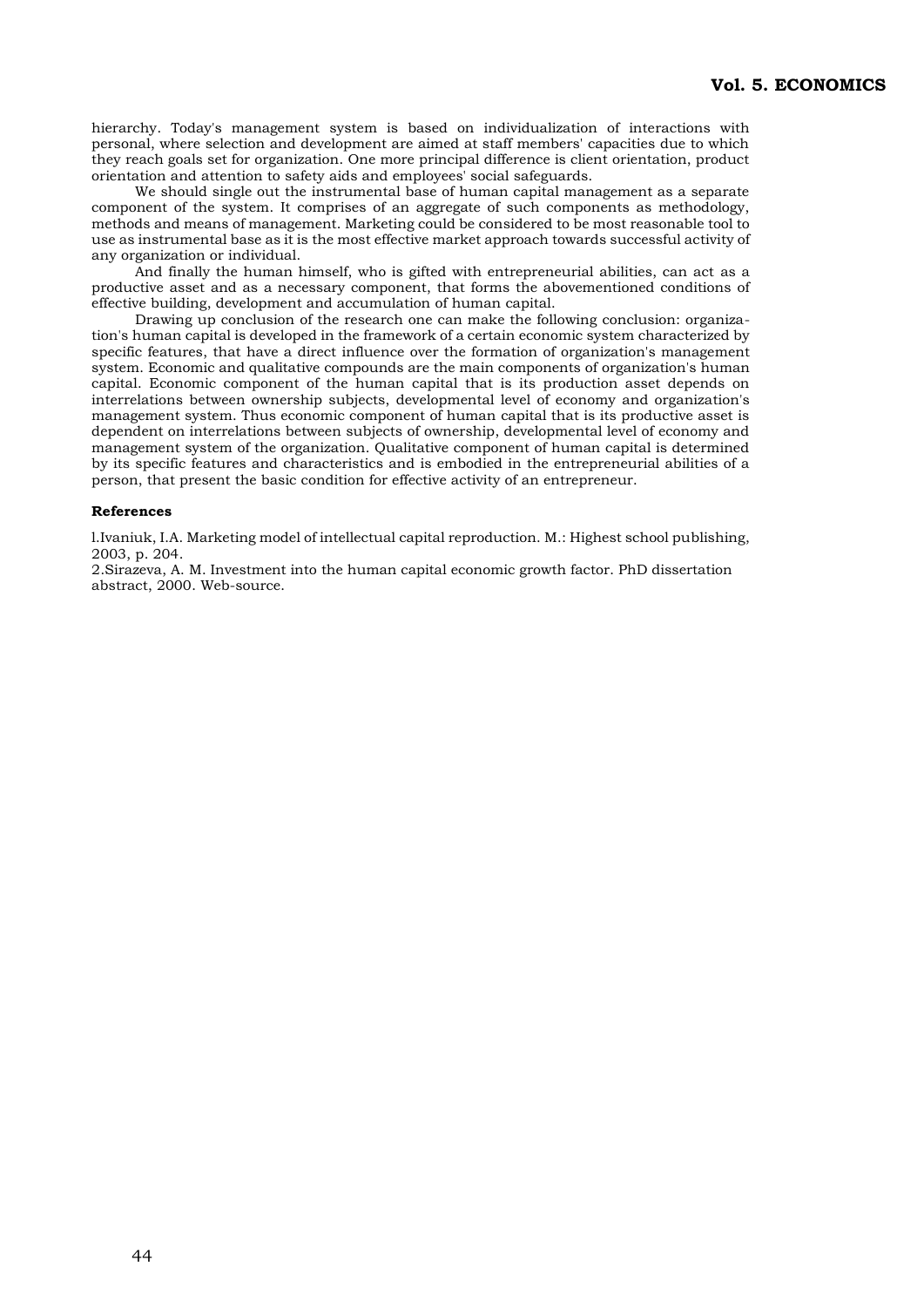hierarchy. Today's management system is based on individualization of interactions with personal, where selection and development are aimed at staff members' capacities due to which they reach goals set for organization. One more principal difference is client orientation, product orientation and attention to safety aids and employees' social safeguards.

We should single out the instrumental base of human capital management as a separate component of the system. It comprises of an aggregate of such components as methodology, methods and means of management. Marketing could be considered to be most reasonable tool to use as instrumental base as it is the most effective market approach towards successful activity of any organization or individual.

And finally the human himself, who is gifted with entrepreneurial abilities, can act as a productive asset and as a necessary component, that forms the abovementioned conditions of effective building, development and accumulation of human capital.

Drawing up conclusion of the research one can make the following conclusion: organization's human capital is developed in the framework of a certain economic system characterized by specific features, that have a direct influence over the formation of organization's management system. Economic and qualitative compounds are the main components of organization's human capital. Economic component of the human capital that is its production asset depends on interrelations between ownership subjects, developmental level of economy and organization's management system. Thus economic component of human capital that is its productive asset is dependent on interrelations between subjects of ownership, developmental level of economy and management system of the organization. Qualitative component of human capital is determined by its specific features and characteristics and is embodied in the entrepreneurial abilities of a person, that present the basic condition for effective activity of an entrepreneur.

**References**

1.Ivaniuk, I.A. Marketing model of intellectual capital reproduction. M.: Highest school publishing, 2003, p. 204.

2.Sirazeva, A. M. Investment into the human capital economic growth factor. PhD dissertation abstract, 2000. Web-source.